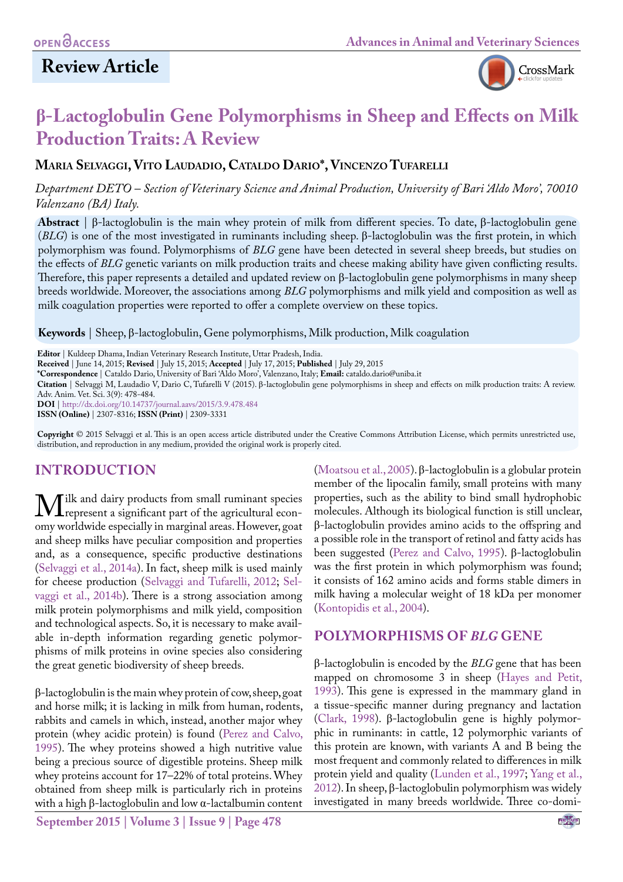**Review Article**

# β-Lactoglobulin Gene Polymorphisms in Sheep and Effects on Milk Production Traits: A Review

**Maria Selvaggi, Vito Laudadio, Cataldo Dario*, Vincenzo Tufarelli**

*Department DETO – Section of Veterinary Science and Animal Production, University of Bari 'Aldo Moro', 70010 Valenzano (BA) Italy.*

**Abstract** | β-lactoglobulin is the main whey protein of milk from different species. To date, β-lactoglobulin gene (*BLG*) is one of the most investigated in ruminants including sheep. β-lactoglobulin was the first protein, in which polymorphism was found. Polymorphisms of *BLG* gene have been detected in several sheep breeds, but studies on the effects of *BLG* genetic variants on milk production traits and cheese making ability have given conflicting results. Therefore, this paper represents a detailed and updated review on β-lactoglobulin gene polymorphisms in many sheep breeds worldwide. Moreover, the associations among *BLG* polymorphisms and milk yield and composition as well as milk coagulation properties were reported to offer a complete overview on these topics.

**Keywords** | Sheep, β-lactoglobulin, Gene polymorphisms, Milk production, Milk coagulation

**Editor** | Kuldeep Dhama, Indian Veterinary Research Institute, Uttar Pradesh, India.
**Received** | June 14, 2015; **Revised** | July 15, 2015; **Accepted** | July 17, 2015; **Published** | July 29, 2015
***Correspondence** | Cataldo Dario, University of Bari 'Aldo Moro', Valenzano, Italy; **Email:** cataldo.dario@uniba.it
**Citation** | Selvaggi M, Laudadio V, Dario C, Tufarelli V (2015). β-lactoglobulin gene polymorphisms in sheep and effects on milk production traits: A review. Adv. Anim. Vet. Sci. 3(9): 478-484.
**DOI** | http://dx.doi.org/10.14737/journal.aavs/2015/3.9.478.484
**ISSN (Online)** | 2307-8316; **ISSN (Print)** | 2309-3331

**Copyright** © 2015 Selvaggi et al. This is an open access article distributed under the Creative Commons Attribution License, which permits unrestricted use, distribution, and reproduction in any medium, provided the original work is properly cited.

## INTRODUCTION

Milk and dairy products from small ruminant species represent a significant part of the agricultural economy worldwide especially in marginal areas. However, goat and sheep milks have peculiar composition and properties and, as a consequence, specific productive destinations (Selvaggi et al., 2014a). In fact, sheep milk is used mainly for cheese production (Selvaggi and Tufarelli, 2012; Selvaggi et al., 2014b). There is a strong association among milk protein polymorphisms and milk yield, composition and technological aspects. So, it is necessary to make available in-depth information regarding genetic polymorphisms of milk proteins in ovine species also considering the great genetic biodiversity of sheep breeds.

β-lactoglobulin is the main whey protein of cow, sheep, goat and horse milk; it is lacking in milk from human, rodents, rabbits and camels in which, instead, another major whey protein (whey acidic protein) is found (Perez and Calvo, 1995). The whey proteins showed a high nutritive value being a precious source of digestible proteins. Sheep milk whey proteins account for 17–22% of total proteins. Whey obtained from sheep milk is particularly rich in proteins with a high β-lactoglobulin and low α-lactalbumin content (Moatsou et al., 2005). β-lactoglobulin is a globular protein member of the lipocalin family, small proteins with many properties, such as the ability to bind small hydrophobic molecules. Although its biological function is still unclear, β-lactoglobulin provides amino acids to the offspring and a possible role in the transport of retinol and fatty acids has been suggested (Perez and Calvo, 1995). β-lactoglobulin was the first protein in which polymorphism was found; it consists of 162 amino acids and forms stable dimers in milk having a molecular weight of 18 kDa per monomer (Kontopidis et al., 2004).

## POLYMORPHISMS OF *BLG* GENE

β-lactoglobulin is encoded by the *BLG* gene that has been mapped on chromosome 3 in sheep (Hayes and Petit, 1993). This gene is expressed in the mammary gland in a tissue-specific manner during pregnancy and lactation (Clark, 1998). β-lactoglobulin gene is highly polymorphic in ruminants: in cattle, 12 polymorphic variants of this protein are known, with variants A and B being the most frequent and commonly related to differences in milk protein yield and quality (Lunden et al., 1997; Yang et al., 2012). In sheep, β-lactoglobulin polymorphism was widely investigated in many breeds worldwide. Three co-domi-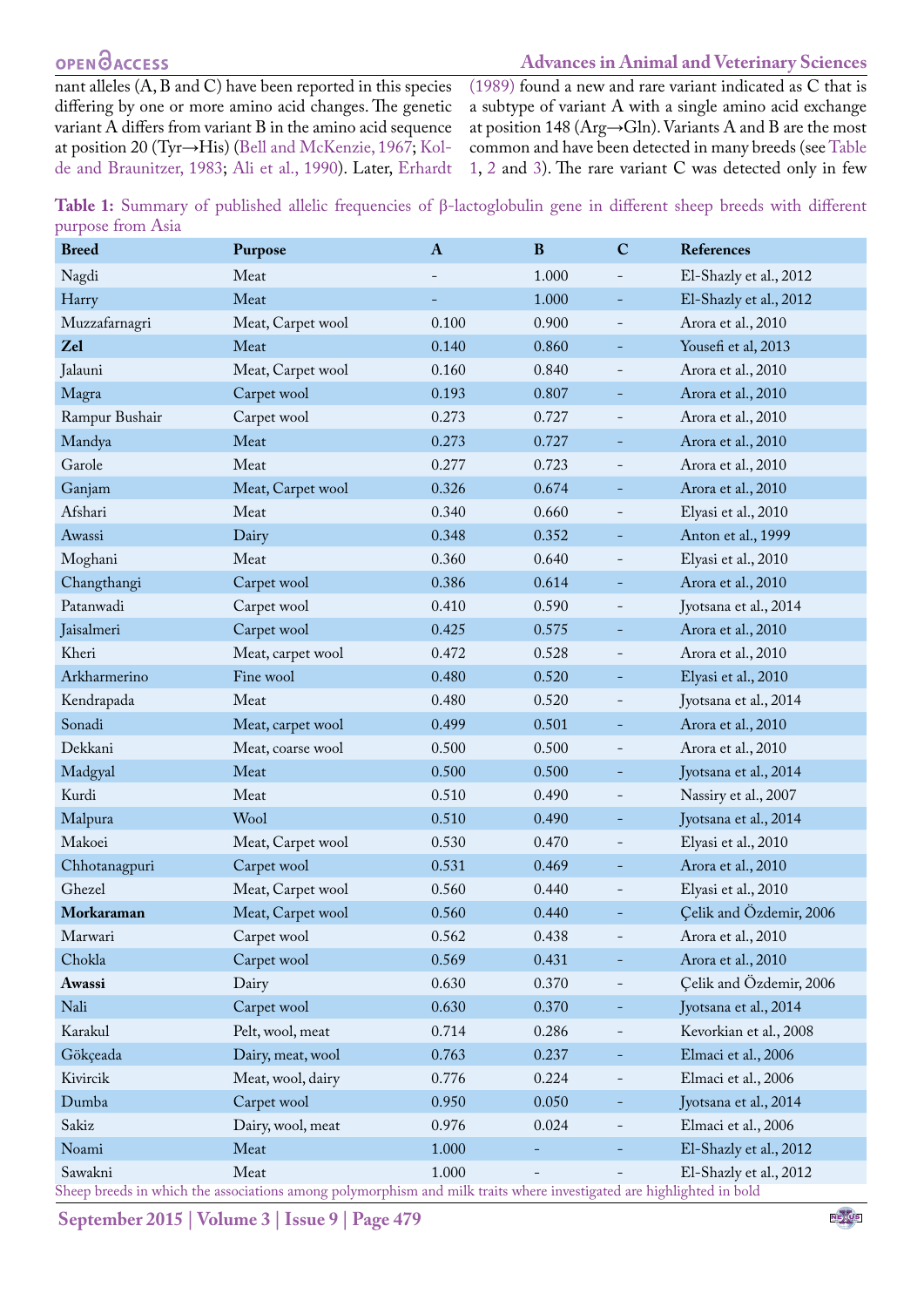nant alleles (A, B and C) have been reported in this species differing by one or more amino acid changes. The genetic variant A differs from variant B in the amino acid sequence at position 20 (Tyr→His) (Bell and McKenzie, 1967; Kolde and Braunitzer, 1983; Ali et al., 1990). Later, Erhardt (1989) found a new and rare variant indicated as C that is a subtype of variant A with a single amino acid exchange at position 148 (Arg→Gln). Variants A and B are the most common and have been detected in many breeds (see Table 1, 2 and 3). The rare variant C was detected only in few

**Table 1:** Summary of published allelic frequencies of β-lactoglobulin gene in different sheep breeds with different purpose from Asia

| Breed | Purpose | A | B | C | References |
|---|---|---|---|---|---|
| Nagdi | Meat | - | 1.000 | - | El-Shazly et al., 2012 |
| Harry | Meat | - | 1.000 | - | El-Shazly et al., 2012 |
| Muzzafarnagri | Meat, Carpet wool | 0.100 | 0.900 | - | Arora et al., 2010 |
| **Zel** | Meat | 0.140 | 0.860 | - | Yousefi et al, 2013 |
| Jalauni | Meat, Carpet wool | 0.160 | 0.840 | - | Arora et al., 2010 |
| Magra | Carpet wool | 0.193 | 0.807 | - | Arora et al., 2010 |
| Rampur Bushair | Carpet wool | 0.273 | 0.727 | - | Arora et al., 2010 |
| Mandya | Meat | 0.273 | 0.727 | - | Arora et al., 2010 |
| Garole | Meat | 0.277 | 0.723 | - | Arora et al., 2010 |
| Ganjam | Meat, Carpet wool | 0.326 | 0.674 | - | Arora et al., 2010 |
| Afshari | Meat | 0.340 | 0.660 | - | Elyasi et al., 2010 |
| Awassi | Dairy | 0.348 | 0.352 | - | Anton et al., 1999 |
| Moghani | Meat | 0.360 | 0.640 | - | Elyasi et al., 2010 |
| Changthangi | Carpet wool | 0.386 | 0.614 | - | Arora et al., 2010 |
| Patanwadi | Carpet wool | 0.410 | 0.590 | - | Jyotsana et al., 2014 |
| Jaisalmeri | Carpet wool | 0.425 | 0.575 | - | Arora et al., 2010 |
| Kheri | Meat, carpet wool | 0.472 | 0.528 | - | Arora et al., 2010 |
| Arkharmerino | Fine wool | 0.480 | 0.520 | - | Elyasi et al., 2010 |
| Kendrapada | Meat | 0.480 | 0.520 | - | Jyotsana et al., 2014 |
| Sonadi | Meat, carpet wool | 0.499 | 0.501 | - | Arora et al., 2010 |
| Dekkani | Meat, coarse wool | 0.500 | 0.500 | - | Arora et al., 2010 |
| Madgyal | Meat | 0.500 | 0.500 | - | Jyotsana et al., 2014 |
| Kurdi | Meat | 0.510 | 0.490 | - | Nassiry et al., 2007 |
| Malpura | Wool | 0.510 | 0.490 | - | Jyotsana et al., 2014 |
| Makoei | Meat, Carpet wool | 0.530 | 0.470 | - | Elyasi et al., 2010 |
| Chhotanagpuri | Carpet wool | 0.531 | 0.469 | - | Arora et al., 2010 |
| Ghezel | Meat, Carpet wool | 0.560 | 0.440 | - | Elyasi et al., 2010 |
| **Morkaraman** | Meat, Carpet wool | 0.560 | 0.440 | - | Çelik and Özdemir, 2006 |
| Marwari | Carpet wool | 0.562 | 0.438 | - | Arora et al., 2010 |
| Chokla | Carpet wool | 0.569 | 0.431 | - | Arora et al., 2010 |
| **Awassi** | Dairy | 0.630 | 0.370 | - | Çelik and Özdemir, 2006 |
| Nali | Carpet wool | 0.630 | 0.370 | - | Jyotsana et al., 2014 |
| Karakul | Pelt, wool, meat | 0.714 | 0.286 | - | Kevorkian et al., 2008 |
| Gökçeada | Dairy, meat, wool | 0.763 | 0.237 | - | Elmaci et al., 2006 |
| Kivircik | Meat, wool, dairy | 0.776 | 0.224 | - | Elmaci et al., 2006 |
| Dumba | Carpet wool | 0.950 | 0.050 | - | Jyotsana et al., 2014 |
| Sakiz | Dairy, wool, meat | 0.976 | 0.024 | - | Elmaci et al., 2006 |
| Noami | Meat | 1.000 | - | - | El-Shazly et al., 2012 |
| Sawakni | Meat | 1.000 | - | - | El-Shazly et al., 2012 |

Sheep breeds in which the associations among polymorphism and milk traits where investigated are highlighted in bold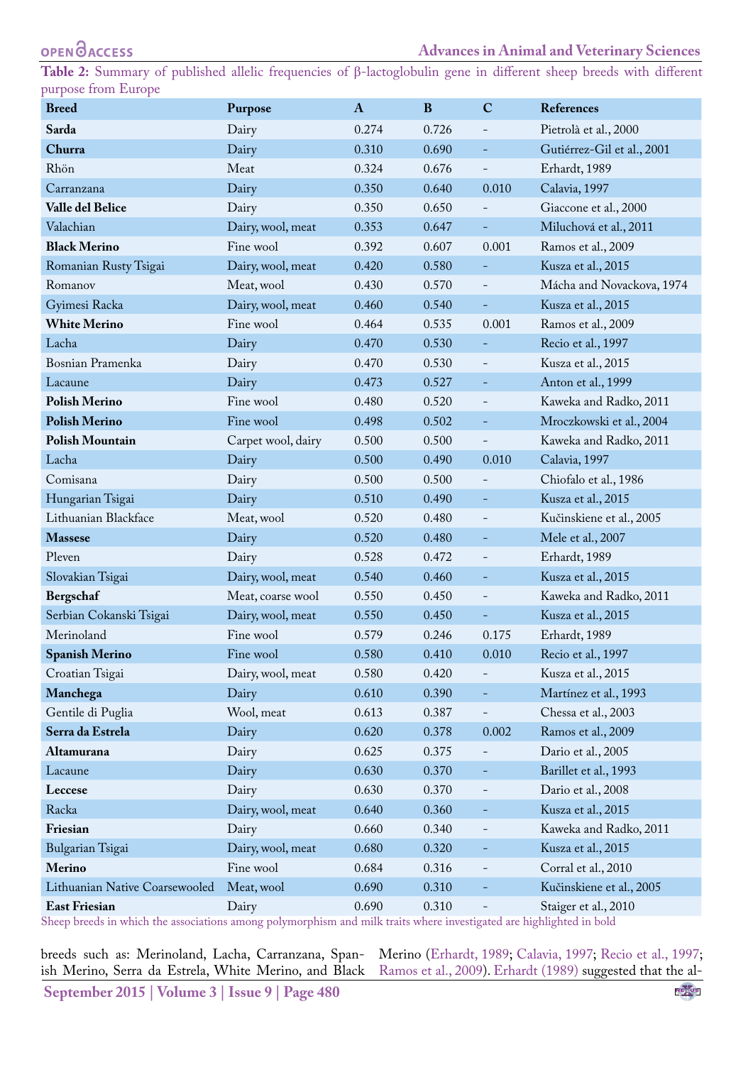**Table 2:** Summary of published allelic frequencies of β-lactoglobulin gene in different sheep breeds with different purpose from Europe

| Breed | Purpose | A | B | C | References |
|---|---|---|---|---|---|
| **Sarda** | Dairy | 0.274 | 0.726 | - | Pietrolà et al., 2000 |
| **Churra** | Dairy | 0.310 | 0.690 | - | Gutiérrez-Gil et al., 2001 |
| Rhön | Meat | 0.324 | 0.676 | - | Erhardt, 1989 |
| Carranzana | Dairy | 0.350 | 0.640 | 0.010 | Calavia, 1997 |
| **Valle del Belice** | Dairy | 0.350 | 0.650 | - | Giaccone et al., 2000 |
| Valachian | Dairy, wool, meat | 0.353 | 0.647 | - | Miluchová et al., 2011 |
| **Black Merino** | Fine wool | 0.392 | 0.607 | 0.001 | Ramos et al., 2009 |
| Romanian Rusty Tsigai | Dairy, wool, meat | 0.420 | 0.580 | - | Kusza et al., 2015 |
| Romanov | Meat, wool | 0.430 | 0.570 | - | Mácha and Novackova, 1974 |
| Gyimesi Racka | Dairy, wool, meat | 0.460 | 0.540 | - | Kusza et al., 2015 |
| **White Merino** | Fine wool | 0.464 | 0.535 | 0.001 | Ramos et al., 2009 |
| Lacha | Dairy | 0.470 | 0.530 | - | Recio et al., 1997 |
| Bosnian Pramenka | Dairy | 0.470 | 0.530 | - | Kusza et al., 2015 |
| Lacaune | Dairy | 0.473 | 0.527 | - | Anton et al., 1999 |
| **Polish Merino** | Fine wool | 0.480 | 0.520 | - | Kaweka and Radko, 2011 |
| **Polish Merino** | Fine wool | 0.498 | 0.502 | - | Mroczkowski et al., 2004 |
| **Polish Mountain** | Carpet wool, dairy | 0.500 | 0.500 | - | Kaweka and Radko, 2011 |
| Lacha | Dairy | 0.500 | 0.490 | 0.010 | Calavia, 1997 |
| Comisana | Dairy | 0.500 | 0.500 | - | Chiofalo et al., 1986 |
| Hungarian Tsigai | Dairy | 0.510 | 0.490 | - | Kusza et al., 2015 |
| Lithuanian Blackface | Meat, wool | 0.520 | 0.480 | - | Kučinskiene et al., 2005 |
| **Massese** | Dairy | 0.520 | 0.480 | - | Mele et al., 2007 |
| Pleven | Dairy | 0.528 | 0.472 | - | Erhardt, 1989 |
| Slovakian Tsigai | Dairy, wool, meat | 0.540 | 0.460 | - | Kusza et al., 2015 |
| **Bergschaf** | Meat, coarse wool | 0.550 | 0.450 | - | Kaweka and Radko, 2011 |
| Serbian Cokanski Tsigai | Dairy, wool, meat | 0.550 | 0.450 | - | Kusza et al., 2015 |
| Merinoland | Fine wool | 0.579 | 0.246 | 0.175 | Erhardt, 1989 |
| **Spanish Merino** | Fine wool | 0.580 | 0.410 | 0.010 | Recio et al., 1997 |
| Croatian Tsigai | Dairy, wool, meat | 0.580 | 0.420 | - | Kusza et al., 2015 |
| **Manchega** | Dairy | 0.610 | 0.390 | - | Martínez et al., 1993 |
| Gentile di Puglia | Wool, meat | 0.613 | 0.387 | - | Chessa et al., 2003 |
| **Serra da Estrela** | Dairy | 0.620 | 0.378 | 0.002 | Ramos et al., 2009 |
| **Altamurana** | Dairy | 0.625 | 0.375 | - | Dario et al., 2005 |
| Lacaune | Dairy | 0.630 | 0.370 | - | Barillet et al., 1993 |
| **Leccese** | Dairy | 0.630 | 0.370 | - | Dario et al., 2008 |
| Racka | Dairy, wool, meat | 0.640 | 0.360 | - | Kusza et al., 2015 |
| **Friesian** | Dairy | 0.660 | 0.340 | - | Kaweka and Radko, 2011 |
| Bulgarian Tsigai | Dairy, wool, meat | 0.680 | 0.320 | - | Kusza et al., 2015 |
| **Merino** | Fine wool | 0.684 | 0.316 | - | Corral et al., 2010 |
| Lithuanian Native Coarsewooled | Meat, wool | 0.690 | 0.310 | - | Kučinskiene et al., 2005 |
| **East Friesian** | Dairy | 0.690 | 0.310 | - | Staiger et al., 2010 |

Sheep breeds in which the associations among polymorphism and milk traits where investigated are highlighted in bold

breeds such as: Merinoland, Lacha, Carranzana, Spanish Merino, Serra da Estrela, White Merino, and Black Merino (Erhardt, 1989; Calavia, 1997; Recio et al., 1997; Ramos et al., 2009). Erhardt (1989) suggested that the al-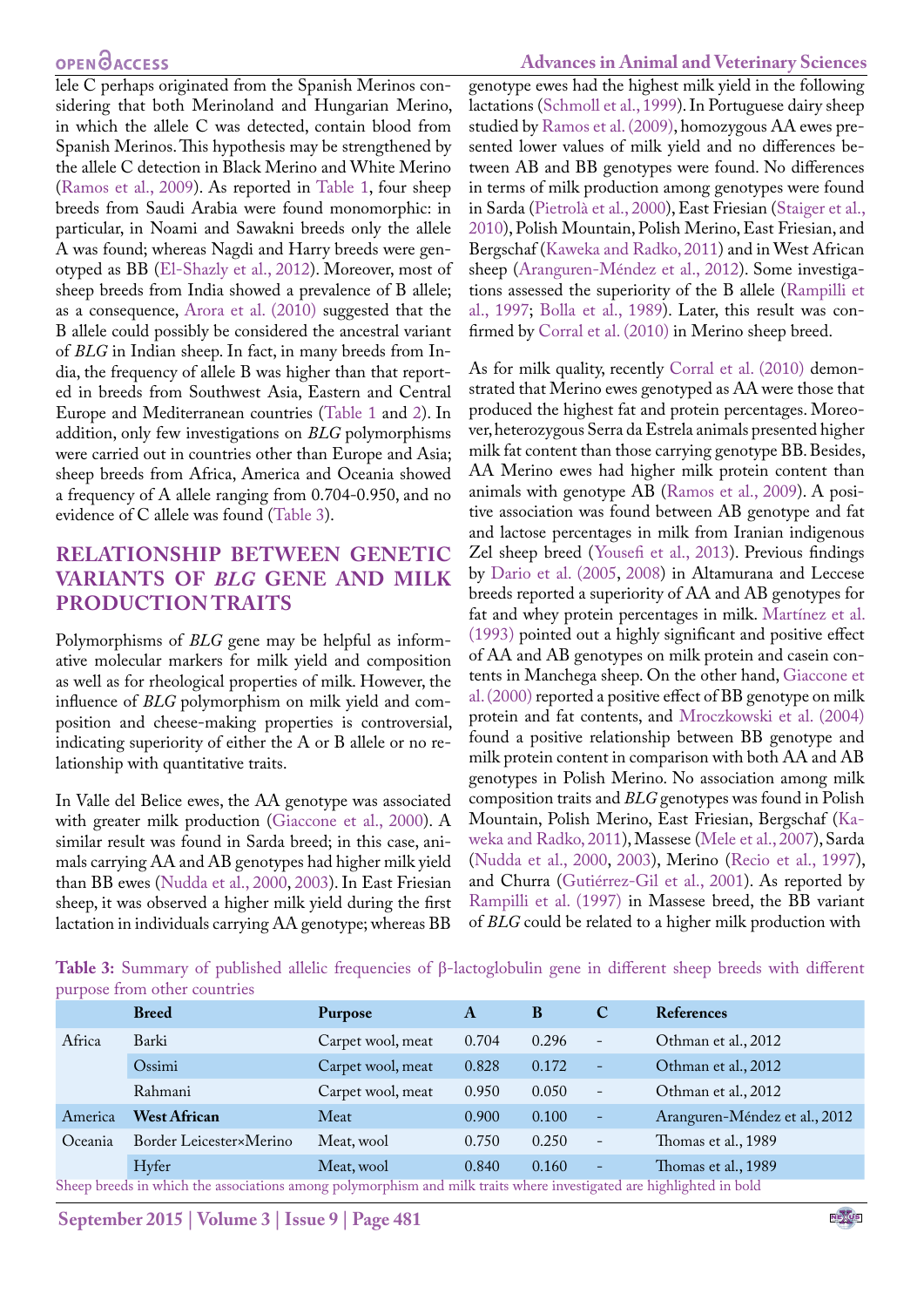lele C perhaps originated from the Spanish Merinos considering that both Merinoland and Hungarian Merino, in which the allele C was detected, contain blood from Spanish Merinos. This hypothesis may be strengthened by the allele C detection in Black Merino and White Merino (Ramos et al., 2009). As reported in Table 1, four sheep breeds from Saudi Arabia were found monomorphic: in particular, in Noami and Sawakni breeds only the allele A was found; whereas Nagdi and Harry breeds were genotyped as BB (El-Shazly et al., 2012). Moreover, most of sheep breeds from India showed a prevalence of B allele; as a consequence, Arora et al. (2010) suggested that the B allele could possibly be considered the ancestral variant of *BLG* in Indian sheep. In fact, in many breeds from India, the frequency of allele B was higher than that reported in breeds from Southwest Asia, Eastern and Central Europe and Mediterranean countries (Table 1 and 2). In addition, only few investigations on *BLG* polymorphisms were carried out in countries other than Europe and Asia; sheep breeds from Africa, America and Oceania showed a frequency of A allele ranging from 0.704-0.950, and no evidence of C allele was found (Table 3).

## RELATIONSHIP BETWEEN GENETIC VARIANTS OF *BLG* GENE AND MILK PRODUCTION TRAITS

Polymorphisms of *BLG* gene may be helpful as informative molecular markers for milk yield and composition as well as for rheological properties of milk. However, the influence of *BLG* polymorphism on milk yield and composition and cheese-making properties is controversial, indicating superiority of either the A or B allele or no relationship with quantitative traits.

In Valle del Belice ewes, the AA genotype was associated with greater milk production (Giaccone et al., 2000). A similar result was found in Sarda breed; in this case, animals carrying AA and AB genotypes had higher milk yield than BB ewes (Nudda et al., 2000, 2003). In East Friesian sheep, it was observed a higher milk yield during the first lactation in individuals carrying AA genotype; whereas BB genotype ewes had the highest milk yield in the following lactations (Schmoll et al., 1999). In Portuguese dairy sheep studied by Ramos et al. (2009), homozygous AA ewes presented lower values of milk yield and no differences between AB and BB genotypes were found. No differences in terms of milk production among genotypes were found in Sarda (Pietrolà et al., 2000), East Friesian (Staiger et al., 2010), Polish Mountain, Polish Merino, East Friesian, and Bergschaf (Kaweka and Radko, 2011) and in West African sheep (Aranguren-Méndez et al., 2012). Some investigations assessed the superiority of the B allele (Rampilli et al., 1997; Bolla et al., 1989). Later, this result was confirmed by Corral et al. (2010) in Merino sheep breed.

As for milk quality, recently Corral et al. (2010) demonstrated that Merino ewes genotyped as AA were those that produced the highest fat and protein percentages. Moreover, heterozygous Serra da Estrela animals presented higher milk fat content than those carrying genotype BB. Besides, AA Merino ewes had higher milk protein content than animals with genotype AB (Ramos et al., 2009). A positive association was found between AB genotype and fat and lactose percentages in milk from Iranian indigenous Zel sheep breed (Yousefi et al., 2013). Previous findings by Dario et al. (2005, 2008) in Altamurana and Leccese breeds reported a superiority of AA and AB genotypes for fat and whey protein percentages in milk. Martínez et al. (1993) pointed out a highly significant and positive effect of AA and AB genotypes on milk protein and casein contents in Manchega sheep. On the other hand, Giaccone et al. (2000) reported a positive effect of BB genotype on milk protein and fat contents, and Mroczkowski et al. (2004) found a positive relationship between BB genotype and milk protein content in comparison with both AA and AB genotypes in Polish Merino. No association among milk composition traits and *BLG* genotypes was found in Polish Mountain, Polish Merino, East Friesian, Bergschaf (Kaweka and Radko, 2011), Massese (Mele et al., 2007), Sarda (Nudda et al., 2000, 2003), Merino (Recio et al., 1997), and Churra (Gutiérrez-Gil et al., 2001). As reported by Rampilli et al. (1997) in Massese breed, the BB variant of *BLG* could be related to a higher milk production with

**Table 3:** Summary of published allelic frequencies of β-lactoglobulin gene in different sheep breeds with different purpose from other countries

| | Breed | Purpose | A | B | C | References |
|---|---|---|---|---|---|---|
| Africa | Barki | Carpet wool, meat | 0.704 | 0.296 | - | Othman et al., 2012 |
| | Ossimi | Carpet wool, meat | 0.828 | 0.172 | - | Othman et al., 2012 |
| | Rahmani | Carpet wool, meat | 0.950 | 0.050 | - | Othman et al., 2012 |
| America | **West African** | Meat | 0.900 | 0.100 | - | Aranguren-Méndez et al., 2012 |
| Oceania | Border Leicester×Merino | Meat, wool | 0.750 | 0.250 | - | Thomas et al., 1989 |
| | Hyfer | Meat, wool | 0.840 | 0.160 | - | Thomas et al., 1989 |

Sheep breeds in which the associations among polymorphism and milk traits where investigated are highlighted in bold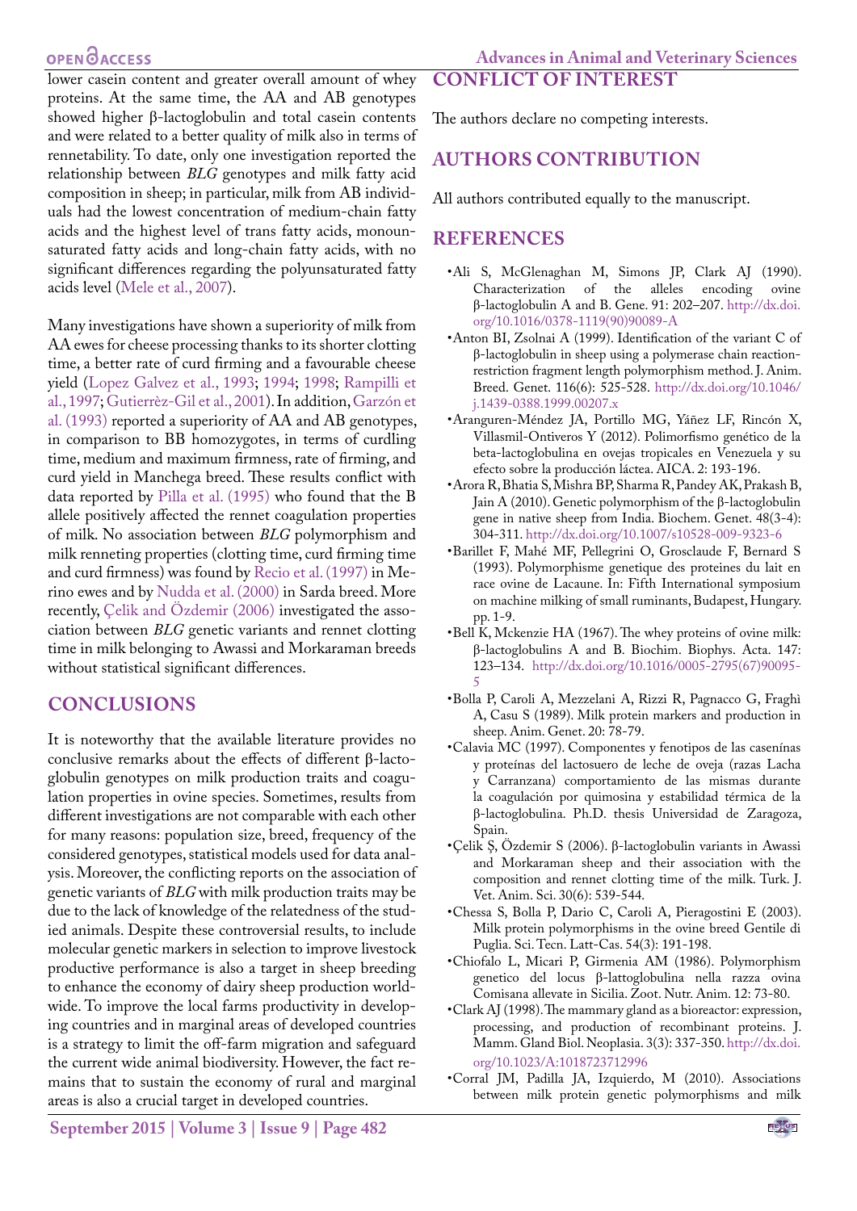lower casein content and greater overall amount of whey proteins. At the same time, the AA and AB genotypes showed higher β-lactoglobulin and total casein contents and were related to a better quality of milk also in terms of rennetability. To date, only one investigation reported the relationship between *BLG* genotypes and milk fatty acid composition in sheep; in particular, milk from AB individuals had the lowest concentration of medium-chain fatty acids and the highest level of trans fatty acids, monounsaturated fatty acids and long-chain fatty acids, with no significant differences regarding the polyunsaturated fatty acids level (Mele et al., 2007).

Many investigations have shown a superiority of milk from AA ewes for cheese processing thanks to its shorter clotting time, a better rate of curd firming and a favourable cheese yield (Lopez Galvez et al., 1993; 1994; 1998; Rampilli et al., 1997; Gutierrèz-Gil et al., 2001). In addition, Garzón et al. (1993) reported a superiority of AA and AB genotypes, in comparison to BB homozygotes, in terms of curdling time, medium and maximum firmness, rate of firming, and curd yield in Manchega breed. These results conflict with data reported by Pilla et al. (1995) who found that the B allele positively affected the rennet coagulation properties of milk. No association between *BLG* polymorphism and milk renneting properties (clotting time, curd firming time and curd firmness) was found by Recio et al. (1997) in Merino ewes and by Nudda et al. (2000) in Sarda breed. More recently, Çelik and Özdemir (2006) investigated the association between *BLG* genetic variants and rennet clotting time in milk belonging to Awassi and Morkaraman breeds without statistical significant differences.

## CONCLUSIONS

It is noteworthy that the available literature provides no conclusive remarks about the effects of different β-lactoglobulin genotypes on milk production traits and coagulation properties in ovine species. Sometimes, results from different investigations are not comparable with each other for many reasons: population size, breed, frequency of the considered genotypes, statistical models used for data analysis. Moreover, the conflicting reports on the association of genetic variants of *BLG* with milk production traits may be due to the lack of knowledge of the relatedness of the studied animals. Despite these controversial results, to include molecular genetic markers in selection to improve livestock productive performance is also a target in sheep breeding to enhance the economy of dairy sheep production worldwide. To improve the local farms productivity in developing countries and in marginal areas of developed countries is a strategy to limit the off-farm migration and safeguard the current wide animal biodiversity. However, the fact remains that to sustain the economy of rural and marginal areas is also a crucial target in developed countries.

## CONFLICT OF INTEREST

The authors declare no competing interests.

## AUTHORS CONTRIBUTION

All authors contributed equally to the manuscript.

## REFERENCES

- Ali S, McGlenaghan M, Simons JP, Clark AJ (1990). Characterization of the alleles encoding ovine β-lactoglobulin A and B. Gene. 91: 202–207. http://dx.doi.org/10.1016/0378-1119(90)90089-A
- Anton BI, Zsolnai A (1999). Identification of the variant C of β-lactoglobulin in sheep using a polymerase chain reaction-restriction fragment length polymorphism method. J. Anim. Breed. Genet. 116(6): 525-528. http://dx.doi.org/10.1046/j.1439-0388.1999.00207.x
- Aranguren-Méndez JA, Portillo MG, Yáñez LF, Rincón X, Villasmil-Ontiveros Y (2012). Polimorfismo genético de la beta-lactoglobulina en ovejas tropicales en Venezuela y su efecto sobre la producción láctea. AICA. 2: 193-196.
- Arora R, Bhatia S, Mishra BP, Sharma R, Pandey AK, Prakash B, Jain A (2010). Genetic polymorphism of the β-lactoglobulin gene in native sheep from India. Biochem. Genet. 48(3-4): 304-311. http://dx.doi.org/10.1007/s10528-009-9323-6
- Barillet F, Mahé MF, Pellegrini O, Grosclaude F, Bernard S (1993). Polymorphisme genetique des proteines du lait en race ovine de Lacaune. In: Fifth International symposium on machine milking of small ruminants, Budapest, Hungary. pp. 1-9.
- Bell K, Mckenzie HA (1967). The whey proteins of ovine milk: β-lactoglobulins A and B. Biochim. Biophys. Acta. 147: 123–134. http://dx.doi.org/10.1016/0005-2795(67)90095-5
- Bolla P, Caroli A, Mezzelani A, Rizzi R, Pagnacco G, Fraghì A, Casu S (1989). Milk protein markers and production in sheep. Anim. Genet. 20: 78-79.
- Calavia MC (1997). Componentes y fenotipos de las caseninas y proteínas del lactosuero de leche de oveja (razas Lacha y Carranzana) comportamiento de las mismas durante la coagulación por quimosina y estabilidad térmica de la β-lactoglobulina. Ph.D. thesis Universidad de Zaragoza, Spain.
- Çelik Ş, Özdemir S (2006). β-lactoglobulin variants in Awassi and Morkaraman sheep and their association with the composition and rennet clotting time of the milk. Turk. J. Vet. Anim. Sci. 30(6): 539-544.
- Chessa S, Bolla P, Dario C, Caroli A, Pieragostini E (2003). Milk protein polymorphisms in the ovine breed Gentile di Puglia. Sci. Tecn. Latt-Cas. 54(3): 191-198.
- Chiofalo L, Micari P, Girmenia AM (1986). Polymorphism genetico del locus β-lattoglobulina nella razza ovina Comisana allevate in Sicilia. Zoot. Nutr. Anim. 12: 73-80.
- Clark AJ (1998). The mammary gland as a bioreactor: expression, processing, and production of recombinant proteins. J. Mamm. Gland Biol. Neoplasia. 3(3): 337-350. http://dx.doi.org/10.1023/A:1018723712996
- Corral JM, Padilla JA, Izquierdo, M (2010). Associations between milk protein genetic polymorphisms and milk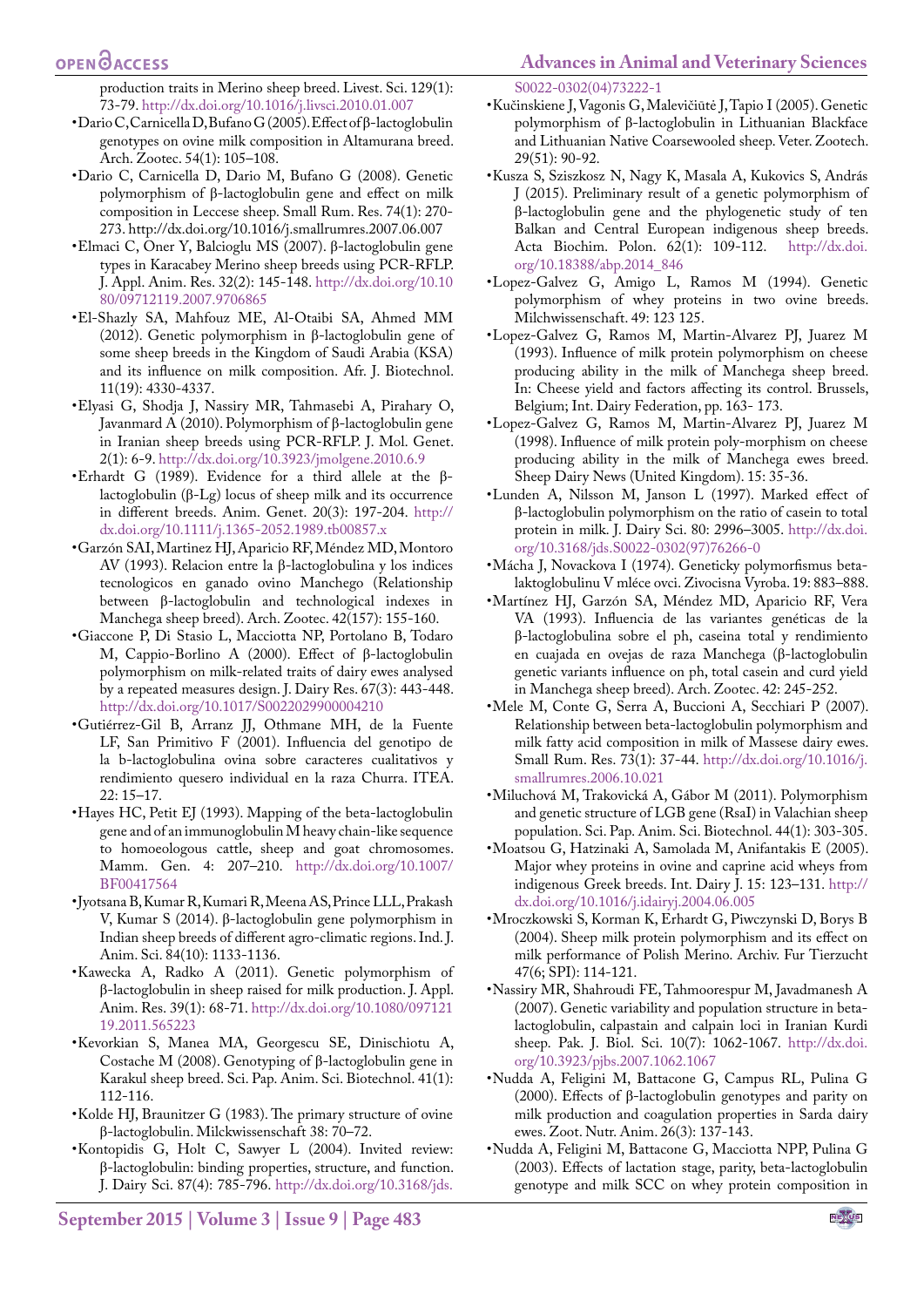production traits in Merino sheep breed. Livest. Sci. 129(1): 73-79. http://dx.doi.org/10.1016/j.livsci.2010.01.007

- Dario C, Carnicella D, Bufano G (2005). Effect of β-lactoglobulin genotypes on ovine milk composition in Altamurana breed. Arch. Zootec. 54(1): 105–108.
- Dario C, Carnicella D, Dario M, Bufano G (2008). Genetic polymorphism of β-lactoglobulin gene and effect on milk composition in Leccese sheep. Small Rum. Res. 74(1): 270-273. http://dx.doi.org/10.1016/j.smallrumres.2007.06.007
- Elmaci C, Oner Y, Balcioglu MS (2007). β-lactoglobulin gene types in Karacabey Merino sheep breeds using PCR-RFLP. J. Appl. Anim. Res. 32(2): 145-148. http://dx.doi.org/10.1080/09712119.2007.9706865
- El-Shazly SA, Mahfouz ME, Al-Otaibi SA, Ahmed MM (2012). Genetic polymorphism in β-lactoglobulin gene of some sheep breeds in the Kingdom of Saudi Arabia (KSA) and its influence on milk composition. Afr. J. Biotechnol. 11(19): 4330-4337.
- Elyasi G, Shodja J, Nassiry MR, Tahmasebi A, Pirahary O, Javanmard A (2010). Polymorphism of β-lactoglobulin gene in Iranian sheep breeds using PCR-RFLP. J. Mol. Genet. 2(1): 6-9. http://dx.doi.org/10.3923/jmolgene.2010.6.9
- Erhardt G (1989). Evidence for a third allele at the β-lactoglobulin (β-Lg) locus of sheep milk and its occurrence in different breeds. Anim. Genet. 20(3): 197-204. http://dx.doi.org/10.1111/j.1365-2052.1989.tb00857.x
- Garzón SAI, Martinez HJ, Aparicio RF, Méndez MD, Montoro AV (1993). Relacion entre la β-lactoglobulina y los indices tecnologicos en ganado ovino Manchego (Relationship between β-lactoglobulin and technological indexes in Manchega sheep breed). Arch. Zootec. 42(157): 155-160.
- Giaccone P, Di Stasio L, Macciotta NP, Portolano B, Todaro M, Cappio-Borlino A (2000). Effect of β-lactoglobulin polymorphism on milk-related traits of dairy ewes analysed by a repeated measures design. J. Dairy Res. 67(3): 443-448. http://dx.doi.org/10.1017/S0022029900004210
- Gutiérrez-Gil B, Arranz JJ, Othmane MH, de la Fuente LF, San Primitivo F (2001). Influencia del genotipo de la b-lactoglobulina ovina sobre caracteres cualitativos y rendimiento quesero individual en la raza Churra. ITEA. 22: 15–17.
- Hayes HC, Petit EJ (1993). Mapping of the beta-lactoglobulin gene and of an immunoglobulin M heavy chain-like sequence to homoeologous cattle, sheep and goat chromosomes. Mamm. Gen. 4: 207–210. http://dx.doi.org/10.1007/BF00417564
- Jyotsana B, Kumar R, Kumari R, Meena AS, Prince LLL, Prakash V, Kumar S (2014). β-lactoglobulin gene polymorphism in Indian sheep breeds of different agro-climatic regions. Ind. J. Anim. Sci. 84(10): 1133-1136.
- Kawecka A, Radko A (2011). Genetic polymorphism of β-lactoglobulin in sheep raised for milk production. J. Appl. Anim. Res. 39(1): 68-71. http://dx.doi.org/10.1080/09712119.2011.565223
- Kevorkian S, Manea MA, Georgescu SE, Dinischiotu A, Costache M (2008). Genotyping of β-lactoglobulin gene in Karakul sheep breed. Sci. Pap. Anim. Sci. Biotechnol. 41(1): 112-116.
- Kolde HJ, Braunitzer G (1983). The primary structure of ovine β-lactoglobulin. Milckwissenschaft 38: 70–72.
- Kontopidis G, Holt C, Sawyer L (2004). Invited review: β-lactoglobulin: binding properties, structure, and function. J. Dairy Sci. 87(4): 785-796. http://dx.doi.org/10.3168/jds.S0022-0302(04)73222-1
- Kučinskiene J, Vagonis G, Malevičiūtė J, Tapio I (2005). Genetic polymorphism of β-lactoglobulin in Lithuanian Blackface and Lithuanian Native Coarsewooled sheep. Veter. Zootech. 29(51): 90-92.
- Kusza S, Sziszkosz N, Nagy K, Masala A, Kukovics S, András J (2015). Preliminary result of a genetic polymorphism of β-lactoglobulin gene and the phylogenetic study of ten Balkan and Central European indigenous sheep breeds. Acta Biochim. Polon. 62(1): 109-112. http://dx.doi.org/10.18388/abp.2014_846
- Lopez-Galvez G, Amigo L, Ramos M (1994). Genetic polymorphism of whey proteins in two ovine breeds. Milchwissenschaft. 49: 123 125.
- Lopez-Galvez G, Ramos M, Martin-Alvarez PJ, Juarez M (1993). Influence of milk protein polymorphism on cheese producing ability in the milk of Manchega sheep breed. In: Cheese yield and factors affecting its control. Brussels, Belgium; Int. Dairy Federation, pp. 163- 173.
- Lopez-Galvez G, Ramos M, Martin-Alvarez PJ, Juarez M (1998). Influence of milk protein poly-morphism on cheese producing ability in the milk of Manchega ewes breed. Sheep Dairy News (United Kingdom). 15: 35-36.
- Lunden A, Nilsson M, Janson L (1997). Marked effect of β-lactoglobulin polymorphism on the ratio of casein to total protein in milk. J. Dairy Sci. 80: 2996–3005. http://dx.doi.org/10.3168/jds.S0022-0302(97)76266-0
- Mácha J, Novackova I (1974). Geneticky polymorfismus beta-laktoglobulinu V mléce ovci. Zivocisna Vyroba. 19: 883–888.
- Martínez HJ, Garzón SA, Méndez MD, Aparicio RF, Vera VA (1993). Influencia de las variantes genéticas de la β-lactoglobulina sobre el ph, caseina total y rendimiento en cuajada en ovejas de raza Manchega (β-lactoglobulin genetic variants influence on ph, total casein and curd yield in Manchega sheep breed). Arch. Zootec. 42: 245-252.
- Mele M, Conte G, Serra A, Buccioni A, Secchiari P (2007). Relationship between beta-lactoglobulin polymorphism and milk fatty acid composition in milk of Massese dairy ewes. Small Rum. Res. 73(1): 37-44. http://dx.doi.org/10.1016/j.smallrumres.2006.10.021
- Miluchová M, Trakovická A, Gábor M (2011). Polymorphism and genetic structure of LGB gene (RsaI) in Valachian sheep population. Sci. Pap. Anim. Sci. Biotechnol. 44(1): 303-305.
- Moatsou G, Hatzinaki A, Samolada M, Anifantakis E (2005). Major whey proteins in ovine and caprine acid wheys from indigenous Greek breeds. Int. Dairy J. 15: 123–131. http://dx.doi.org/10.1016/j.idairyj.2004.06.005
- Mroczkowski S, Korman K, Erhardt G, Piwczynski D, Borys B (2004). Sheep milk protein polymorphism and its effect on milk performance of Polish Merino. Archiv. Fur Tierzucht 47(6; SPI): 114-121.
- Nassiry MR, Shahroudi FE, Tahmoorespur M, Javadmanesh A (2007). Genetic variability and population structure in beta-lactoglobulin, calpastain and calpain loci in Iranian Kurdi sheep. Pak. J. Biol. Sci. 10(7): 1062-1067. http://dx.doi.org/10.3923/pjbs.2007.1062.1067
- Nudda A, Feligini M, Battacone G, Campus RL, Pulina G (2000). Effects of β-lactoglobulin genotypes and parity on milk production and coagulation properties in Sarda dairy ewes. Zoot. Nutr. Anim. 26(3): 137-143.
- Nudda A, Feligini M, Battacone G, Macciotta NPP, Pulina G (2003). Effects of lactation stage, parity, beta-lactoglobulin genotype and milk SCC on whey protein composition in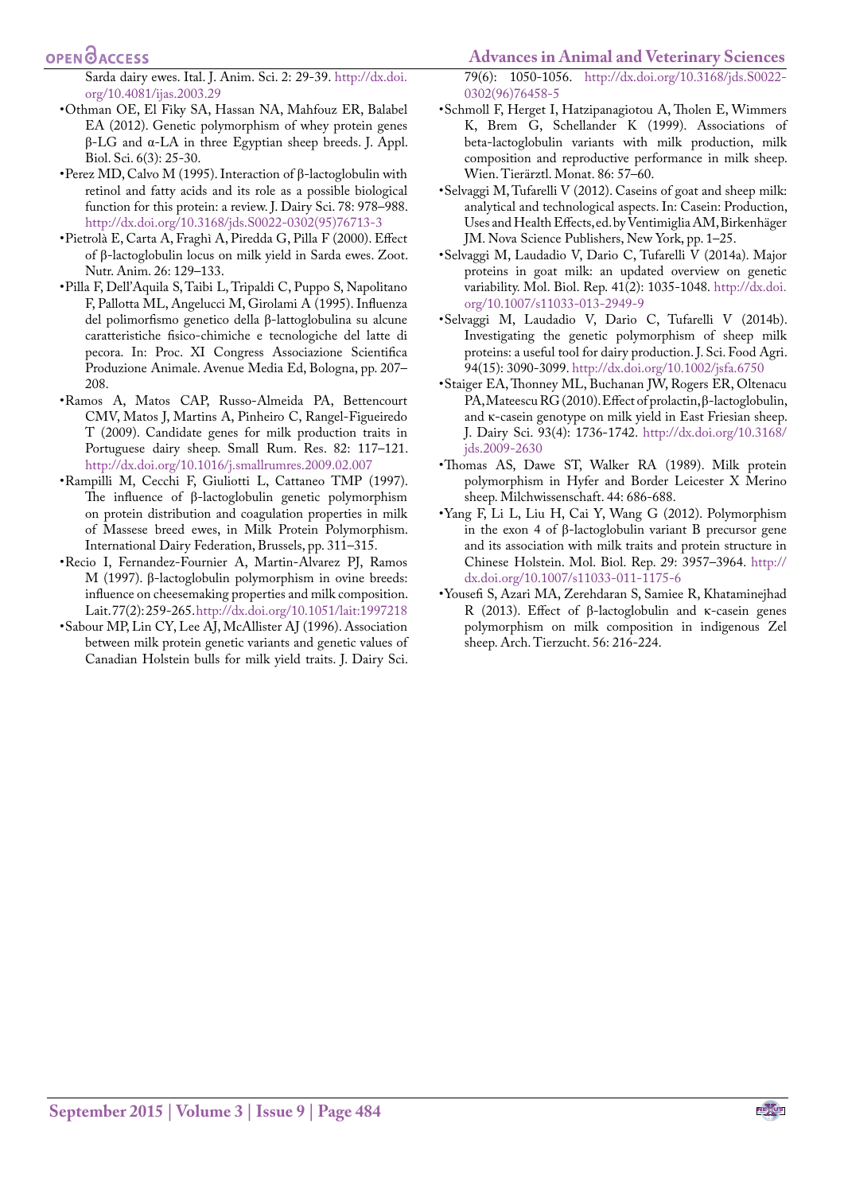Sarda dairy ewes. Ital. J. Anim. Sci. 2: 29-39. http://dx.doi.org/10.4081/ijas.2003.29

- Othman OE, El Fiky SA, Hassan NA, Mahfouz ER, Balabel EA (2012). Genetic polymorphism of whey protein genes β-LG and α-LA in three Egyptian sheep breeds. J. Appl. Biol. Sci. 6(3): 25-30.
- Perez MD, Calvo M (1995). Interaction of β-lactoglobulin with retinol and fatty acids and its role as a possible biological function for this protein: a review. J. Dairy Sci. 78: 978–988. http://dx.doi.org/10.3168/jds.S0022-0302(95)76713-3
- Pietrolà E, Carta A, Fraghì A, Piredda G, Pilla F (2000). Effect of β-lactoglobulin locus on milk yield in Sarda ewes. Zoot. Nutr. Anim. 26: 129–133.
- Pilla F, Dell'Aquila S, Taibi L, Tripaldi C, Puppo S, Napolitano F, Pallotta ML, Angelucci M, Girolami A (1995). Influenza del polimorfismo genetico della β-lattoglobulina su alcune caratteristiche fisico-chimiche e tecnologiche del latte di pecora. In: Proc. XI Congress Associazione Scientifica Produzione Animale. Avenue Media Ed, Bologna, pp. 207–208.
- Ramos A, Matos CAP, Russo-Almeida PA, Bettencourt CMV, Matos J, Martins A, Pinheiro C, Rangel-Figueiredo T (2009). Candidate genes for milk production traits in Portuguese dairy sheep. Small Rum. Res. 82: 117–121. http://dx.doi.org/10.1016/j.smallrumres.2009.02.007
- Rampilli M, Cecchi F, Giuliotti L, Cattaneo TMP (1997). The influence of β-lactoglobulin genetic polymorphism on protein distribution and coagulation properties in milk of Massese breed ewes, in Milk Protein Polymorphism. International Dairy Federation, Brussels, pp. 311–315.
- Recio I, Fernandez-Fournier A, Martin-Alvarez PJ, Ramos M (1997). β-lactoglobulin polymorphism in ovine breeds: influence on cheesemaking properties and milk composition. Lait. 77(2): 259-265. http://dx.doi.org/10.1051/lait:1997218
- Sabour MP, Lin CY, Lee AJ, McAllister AJ (1996). Association between milk protein genetic variants and genetic values of Canadian Holstein bulls for milk yield traits. J. Dairy Sci. 79(6): 1050-1056. http://dx.doi.org/10.3168/jds.S0022-0302(96)76458-5
- Schmoll F, Herget I, Hatzipanagiotou A, Tholen E, Wimmers K, Brem G, Schellander K (1999). Associations of beta-lactoglobulin variants with milk production, milk composition and reproductive performance in milk sheep. Wien. Tierärztl. Monat. 86: 57–60.
- Selvaggi M, Tufarelli V (2012). Caseins of goat and sheep milk: analytical and technological aspects. In: Casein: Production, Uses and Health Effects, ed. by Ventimiglia AM, Birkenhäger JM. Nova Science Publishers, New York, pp. 1–25.
- Selvaggi M, Laudadio V, Dario C, Tufarelli V (2014a). Major proteins in goat milk: an updated overview on genetic variability. Mol. Biol. Rep. 41(2): 1035-1048. http://dx.doi.org/10.1007/s11033-013-2949-9
- Selvaggi M, Laudadio V, Dario C, Tufarelli V (2014b). Investigating the genetic polymorphism of sheep milk proteins: a useful tool for dairy production. J. Sci. Food Agri. 94(15): 3090-3099. http://dx.doi.org/10.1002/jsfa.6750
- Staiger EA, Thonney ML, Buchanan JW, Rogers ER, Oltenacu PA, Mateescu RG (2010). Effect of prolactin, β-lactoglobulin, and κ-casein genotype on milk yield in East Friesian sheep. J. Dairy Sci. 93(4): 1736-1742. http://dx.doi.org/10.3168/jds.2009-2630
- Thomas AS, Dawe ST, Walker RA (1989). Milk protein polymorphism in Hyfer and Border Leicester X Merino sheep. Milchwissenschaft. 44: 686-688.
- Yang F, Li L, Liu H, Cai Y, Wang G (2012). Polymorphism in the exon 4 of β-lactoglobulin variant B precursor gene and its association with milk traits and protein structure in Chinese Holstein. Mol. Biol. Rep. 29: 3957–3964. http://dx.doi.org/10.1007/s11033-011-1175-6
- Yousefi S, Azari MA, Zerehdaran S, Samiee R, Khataminejhad R (2013). Effect of β-lactoglobulin and κ-casein genes polymorphism on milk composition in indigenous Zel sheep. Arch. Tierzucht. 56: 216-224.